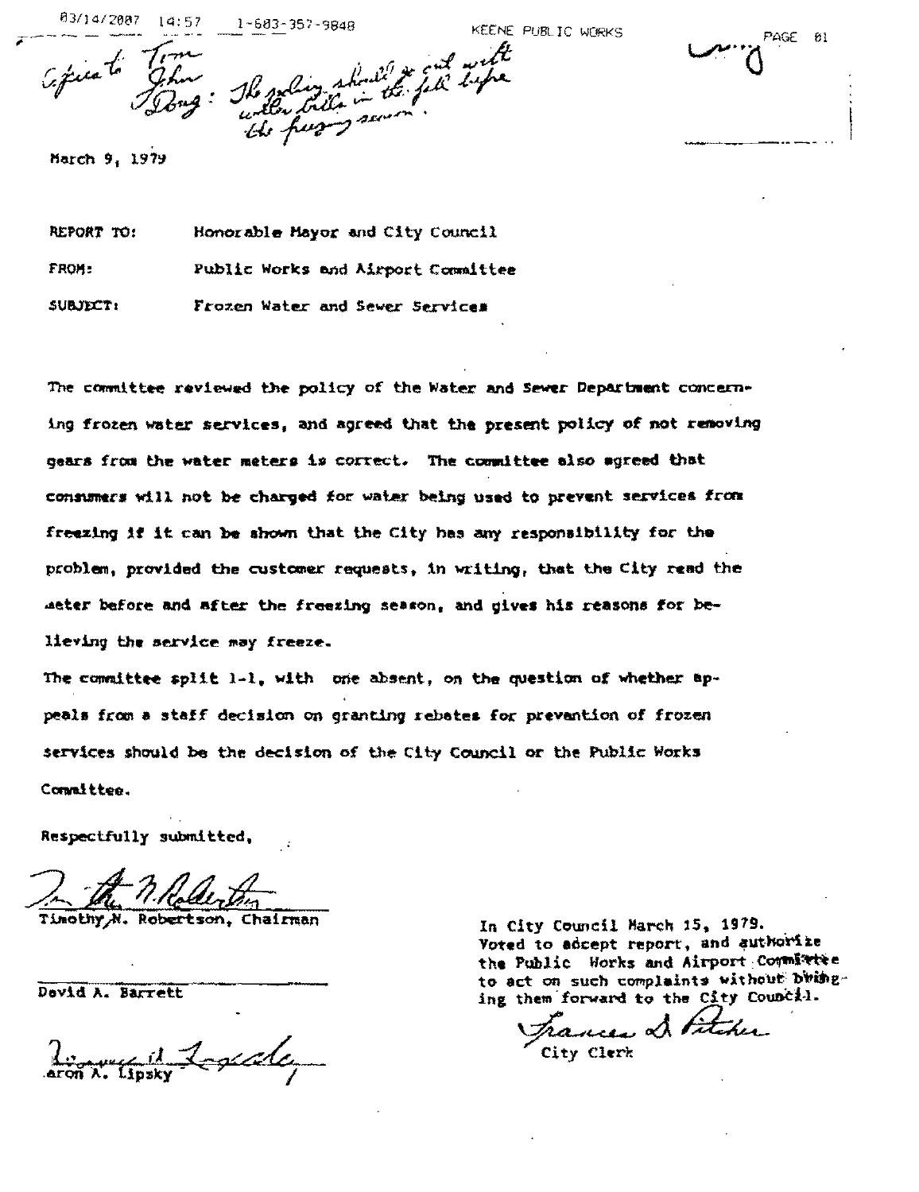Copies to Tom
John
Doug: The policy should go out with water bills in the fall before the freezing season.

March 9, 1979

REPORT TO: Honorable Mayor and City Council

FROM: Public Works and Airport Committee

SUBJECT: Frozen Water and Sewer Services

The committee reviewed the policy of the Water and Sewer Department concerning frozen water services, and agreed that the present policy of not removing gears from the water meters is correct. The committee also agreed that consumers will not be charged for water being used to prevent services from freezing if it can be shown that the City has any responsibility for the problem, provided the customer requests, in writing, that the City read the meter before and after the freezing season, and gives his reasons for believing the service may freeze.

The committee split 1-1, with one absent, on the question of whether appeals from a staff decision on granting rebates for prevention of frozen services should be the decision of the City Council or the Public Works Committee.

Respectfully submitted,

Timothy N. Robertson, Chairman

David A. Barrett

Aaron A. Lipsky

In City Council March 15, 1979.
Voted to accept report, and authorize the Public Works and Airport Committee to act on such complaints without bringing them forward to the City Council.

City Clerk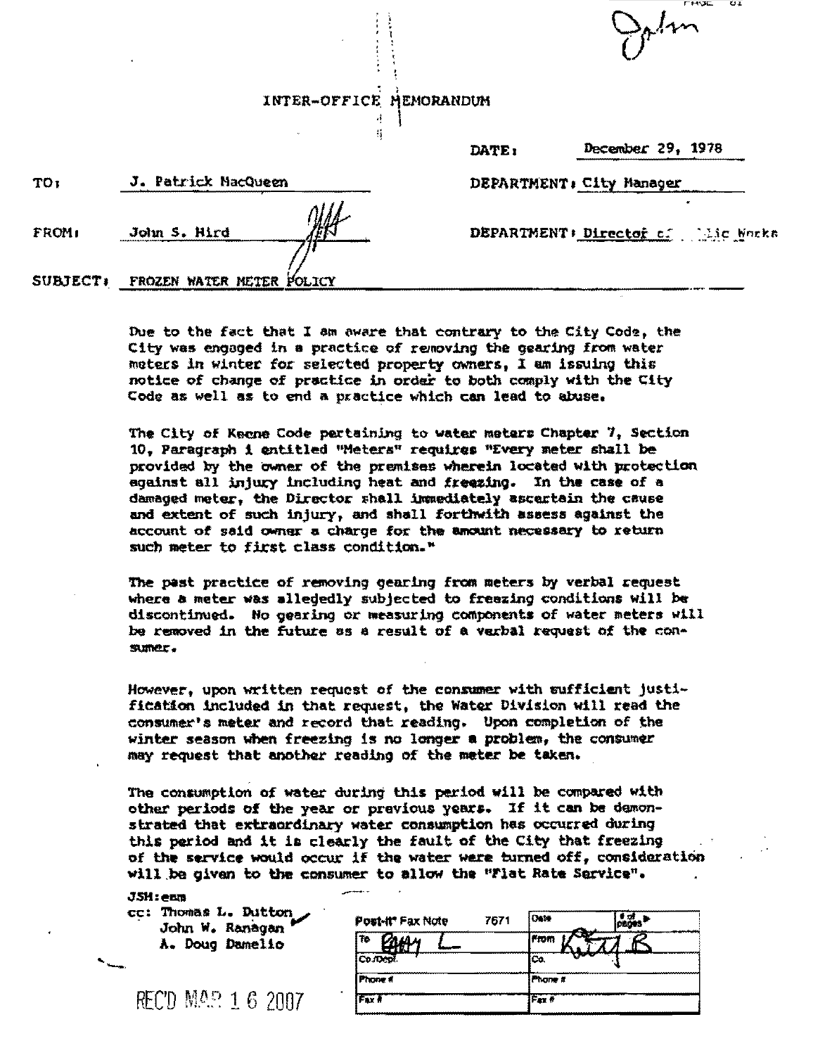John

# INTER-OFFICE MEMORANDUM

| | | | |
|---|---|---|---|
| | | DATE: | December 29, 1978 |
| TO: | J. Patrick MacQueen | DEPARTMENT: | City Manager |
| FROM: | John S. Hird | DEPARTMENT: | Director of Public Works |

SUBJECT: FROZEN WATER METER POLICY

Due to the fact that I am aware that contrary to the City Code, the City was engaged in a practice of removing the gearing from water meters in winter for selected property owners, I am issuing this notice of change of practice in order to both comply with the City Code as well as to end a practice which can lead to abuse.

The City of Keene Code pertaining to water meters Chapter 7, Section 10, Paragraph 1 entitled "Meters" requires "Every meter shall be provided by the owner of the premises wherein located with protection against all injury including heat and freezing. In the case of a damaged meter, the Director shall immediately ascertain the cause and extent of such injury, and shall forthwith assess against the account of said owner a charge for the amount necessary to return such meter to first class condition."

The past practice of removing gearing from meters by verbal request where a meter was allegedly subjected to freezing conditions will be discontinued. No gearing or measuring components of water meters will be removed in the future as a result of a verbal request of the consumer.

However, upon written request of the consumer with sufficient justification included in that request, the Water Division will read the consumer's meter and record that reading. Upon completion of the winter season when freezing is no longer a problem, the consumer may request that another reading of the meter be taken.

The consumption of water during this period will be compared with other periods of the year or previous years. If it can be demonstrated that extraordinary water consumption has occurred during this period and it is clearly the fault of the City that freezing of the service would occur if the water were turned off, consideration will be given to the consumer to allow the "Flat Rate Service".

JSH:emm

cc: Thomas L. Dutton
John W. Ranagan
A. Doug Damelio

REC'D MAR 16 2007

| Post-it® Fax Note 7671 | | Date | # of pages |
|---|---|---|---|
| To Patty L | | From Kathy B | |
| Co./Dept. | | Co. | |
| Phone # | | Phone # | |
| Fax # | | Fax # | |